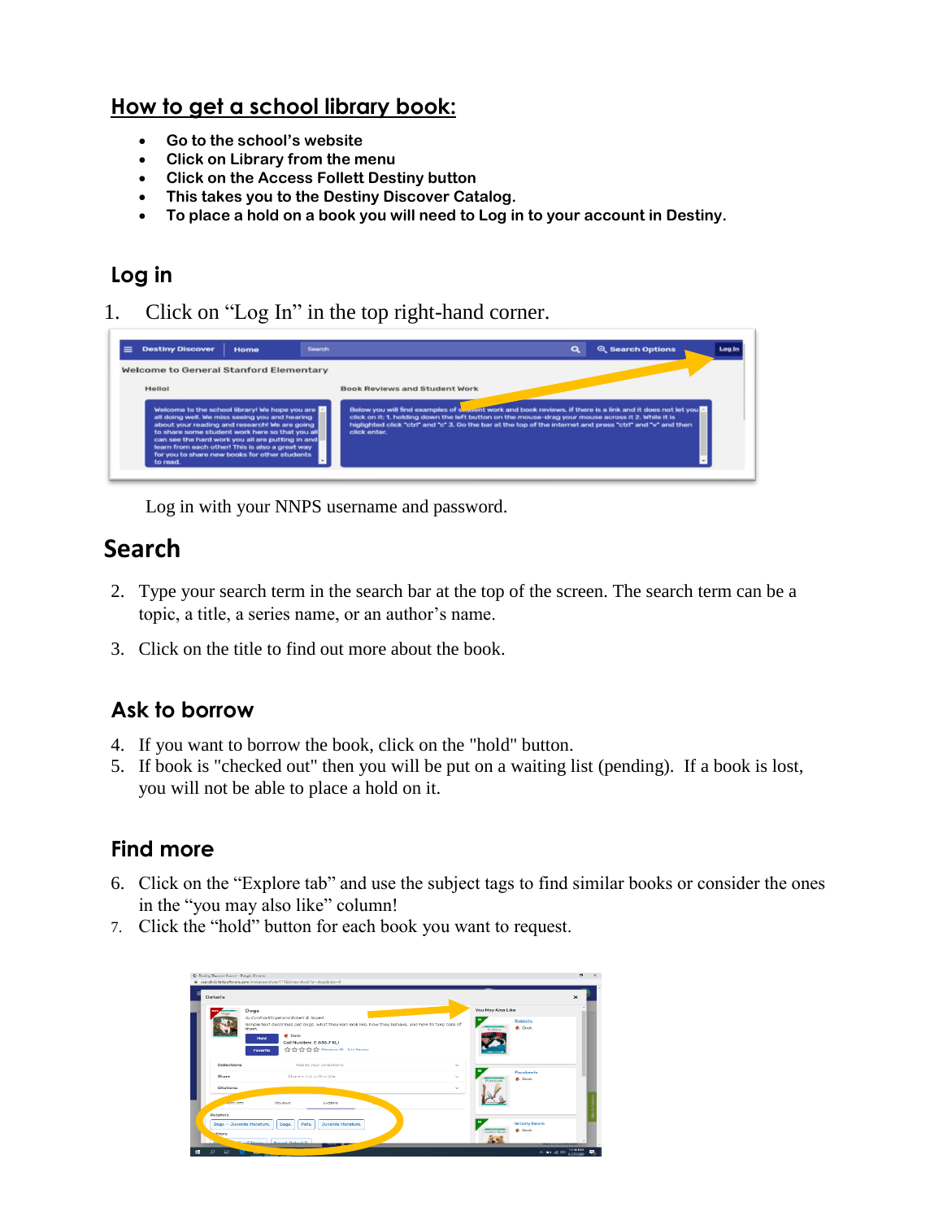# How to get a school library book:

- Go to the school's website
- Click on Library from the menu
- Click on the Access Follett Destiny button
- This takes you to the Destiny Discover Catalog.
- To place a hold on a book you will need to Log in to your account in Destiny.

## Log in

1. Click on "Log In" in the top right-hand corner.

Log in with your NNPS username and password.

## Search

2. Type your search term in the search bar at the top of the screen. The search term can be a topic, a title, a series name, or an author's name.
3. Click on the title to find out more about the book.

## Ask to borrow

4. If you want to borrow the book, click on the "hold" button.
5. If book is "checked out" then you will be put on a waiting list (pending). If a book is lost, you will not be able to place a hold on it.

## Find more

6. Click on the "Explore tab" and use the subject tags to find similar books or consider the ones in the "you may also like" column!
7. Click the "hold" button for each book you want to request.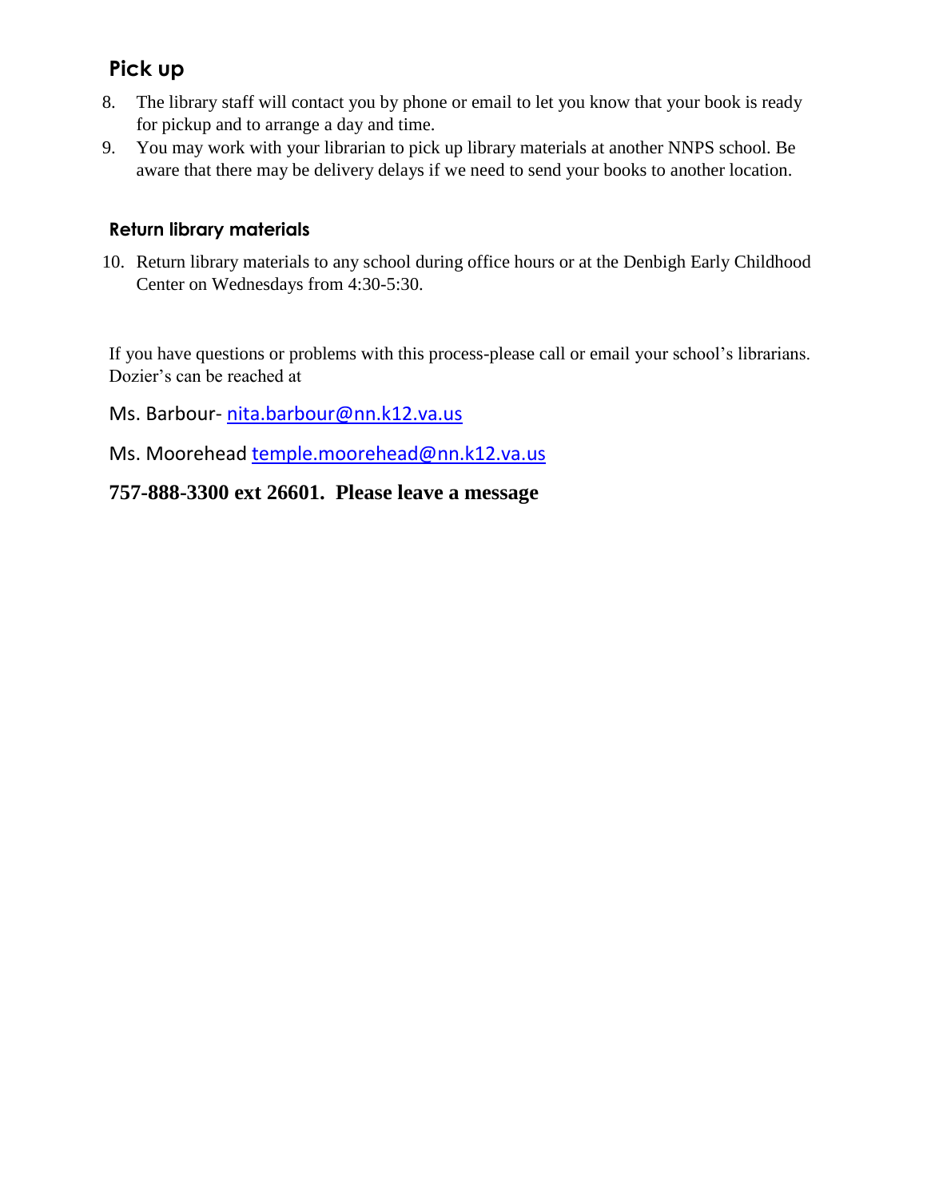## Pick up

8. The library staff will contact you by phone or email to let you know that your book is ready for pickup and to arrange a day and time.
9. You may work with your librarian to pick up library materials at another NNPS school. Be aware that there may be delivery delays if we need to send your books to another location.

### Return library materials

10. Return library materials to any school during office hours or at the Denbigh Early Childhood Center on Wednesdays from 4:30-5:30.

If you have questions or problems with this process-please call or email your school's librarians. Dozier's can be reached at

Ms. Barbour- nita.barbour@nn.k12.va.us

Ms. Moorehead temple.moorehead@nn.k12.va.us

**757-888-3300 ext 26601. Please leave a message**